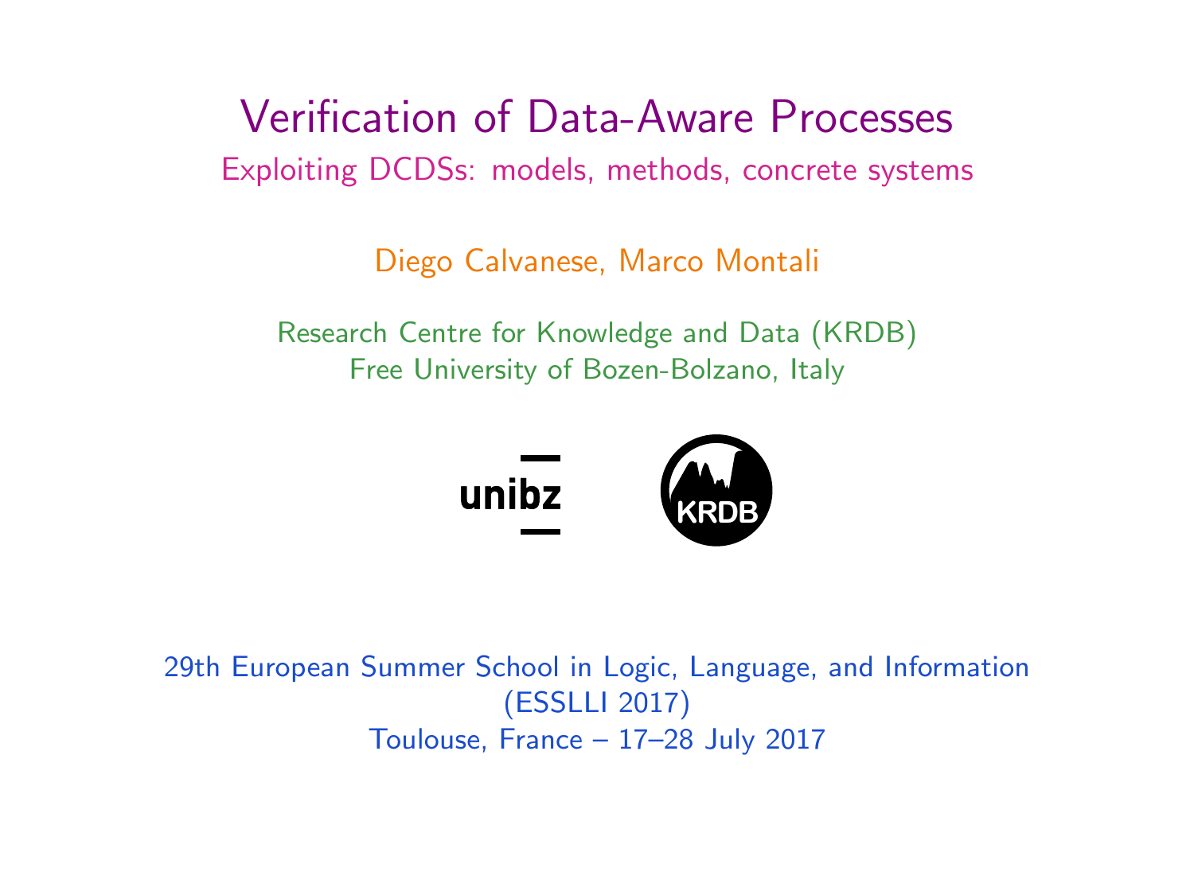# Verification of Data-Aware Processes

## Exploiting DCDSs: models, methods, concrete systems

Diego Calvanese, Marco Montali

Research Centre for Knowledge and Data (KRDB)
Free University of Bozen-Bolzano, Italy

unibz

KRDB

29th European Summer School in Logic, Language, and Information
(ESSLLI 2017)
Toulouse, France – 17–28 July 2017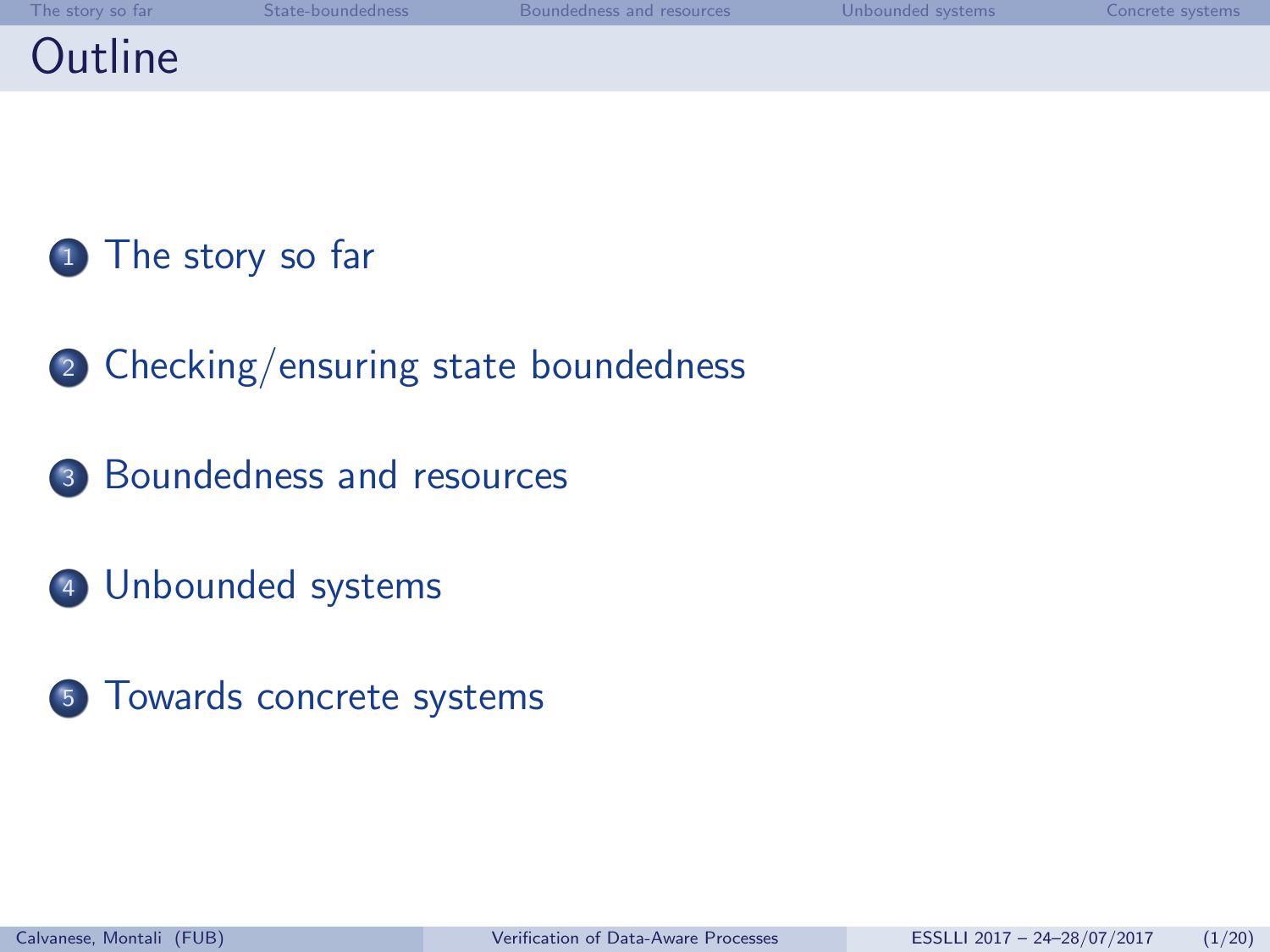# Outline

1. The story so far
2. Checking/ensuring state boundedness
3. Boundedness and resources
4. Unbounded systems
5. Towards concrete systems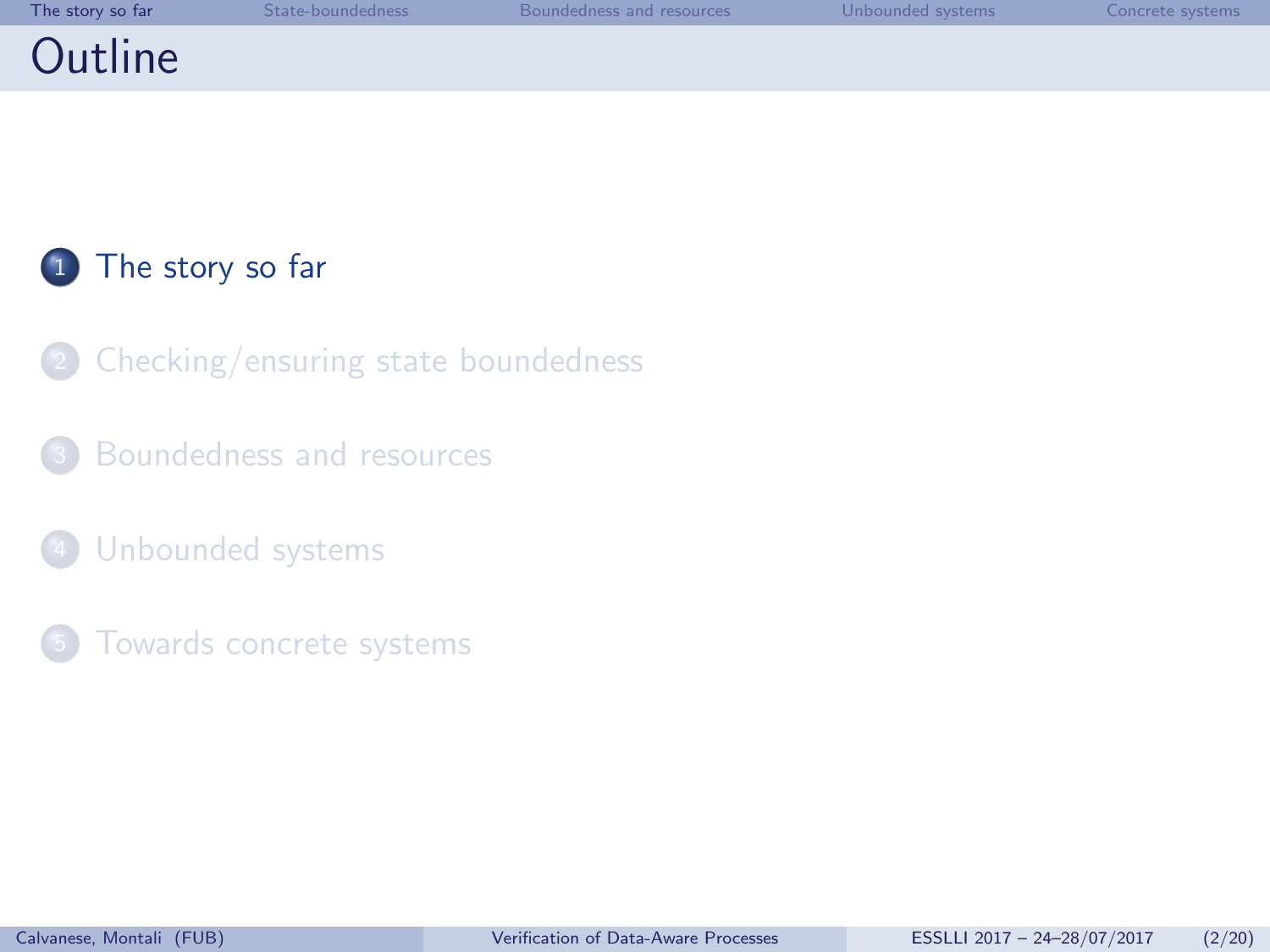# Outline

1. The story so far
2. Checking/ensuring state boundedness
3. Boundedness and resources
4. Unbounded systems
5. Towards concrete systems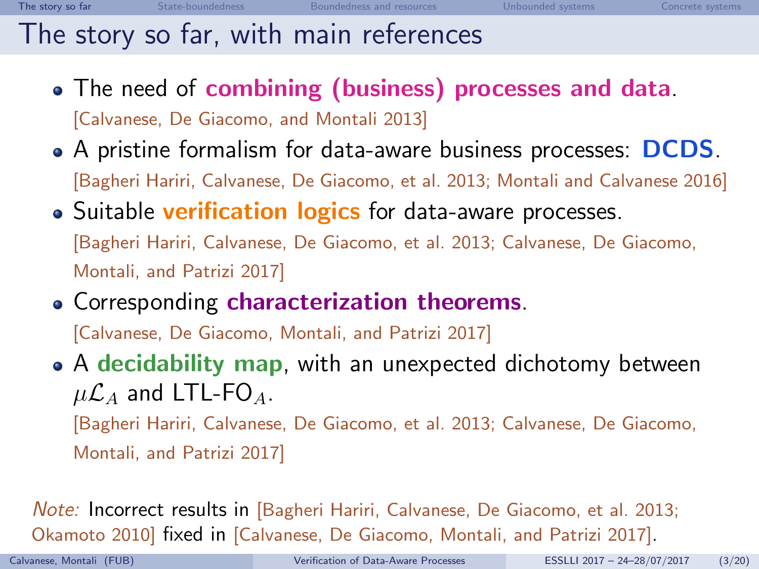# The story so far, with main references

- The need of **combining (business) processes and data**.
  [Calvanese, De Giacomo, and Montali 2013]
- A pristine formalism for data-aware business processes: **DCDS**.
  [Bagheri Hariri, Calvanese, De Giacomo, et al. 2013; Montali and Calvanese 2016]
- Suitable **verification logics** for data-aware processes.
  [Bagheri Hariri, Calvanese, De Giacomo, et al. 2013; Calvanese, De Giacomo, Montali, and Patrizi 2017]
- Corresponding **characterization theorems**.
  [Calvanese, De Giacomo, Montali, and Patrizi 2017]
- A **decidability map**, with an unexpected dichotomy between $\mu\mathcal{L}_A$ and LTL-FO$_A$.
  [Bagheri Hariri, Calvanese, De Giacomo, et al. 2013; Calvanese, De Giacomo, Montali, and Patrizi 2017]

*Note:* Incorrect results in [Bagheri Hariri, Calvanese, De Giacomo, et al. 2013; Okamoto 2010] fixed in [Calvanese, De Giacomo, Montali, and Patrizi 2017].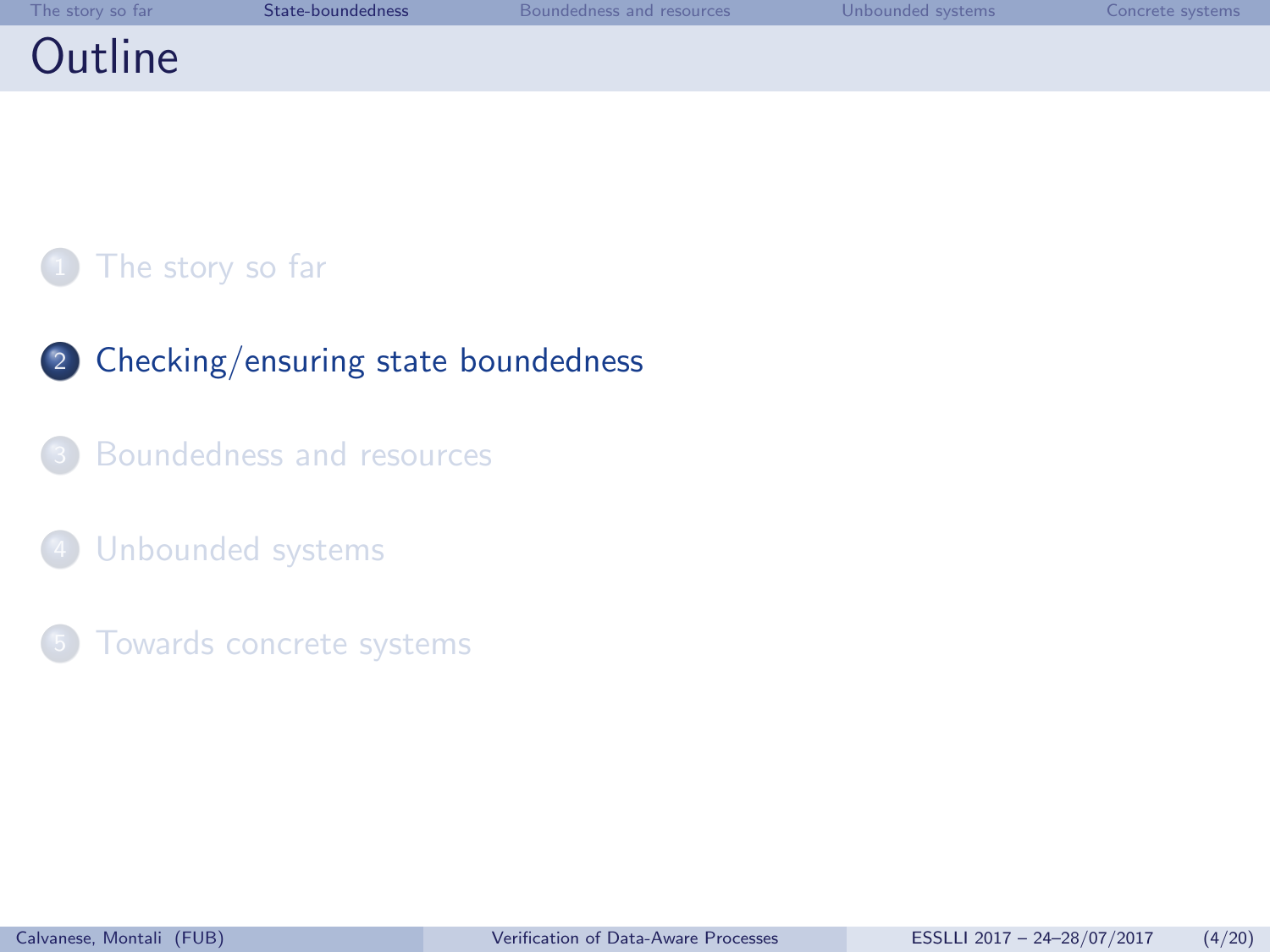# Outline

1. The story so far
2. Checking/ensuring state boundedness
3. Boundedness and resources
4. Unbounded systems
5. Towards concrete systems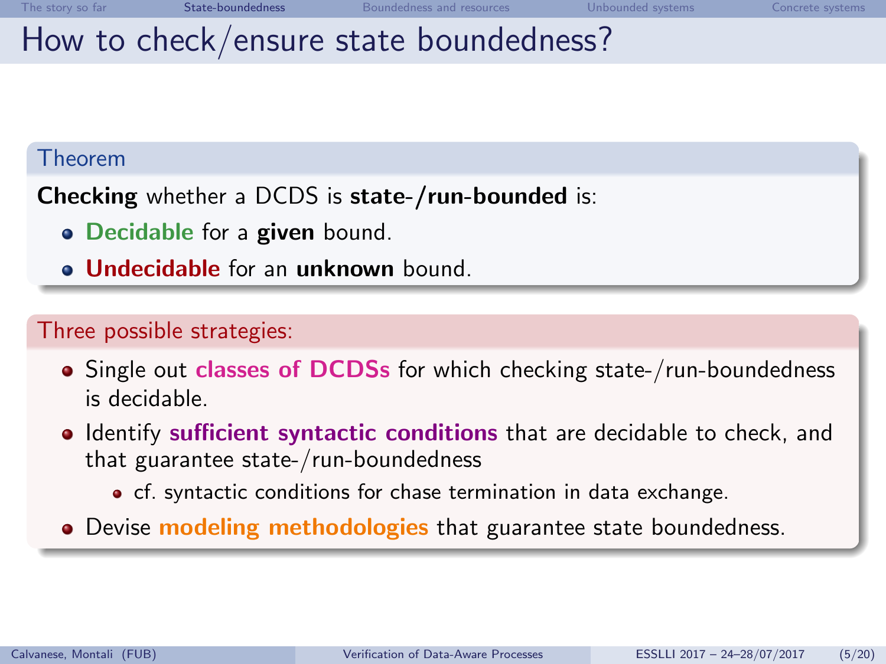# How to check/ensure state boundedness?

**Theorem**

**Checking** whether a DCDS is **state-/run-bounded** is:

- **Decidable** for a **given** bound.
- **Undecidable** for an **unknown** bound.

**Three possible strategies:**

- Single out **classes of DCDSs** for which checking state-/run-boundedness is decidable.
- Identify **sufficient syntactic conditions** that are decidable to check, and that guarantee state-/run-boundedness
  - cf. syntactic conditions for chase termination in data exchange.
- Devise **modeling methodologies** that guarantee state boundedness.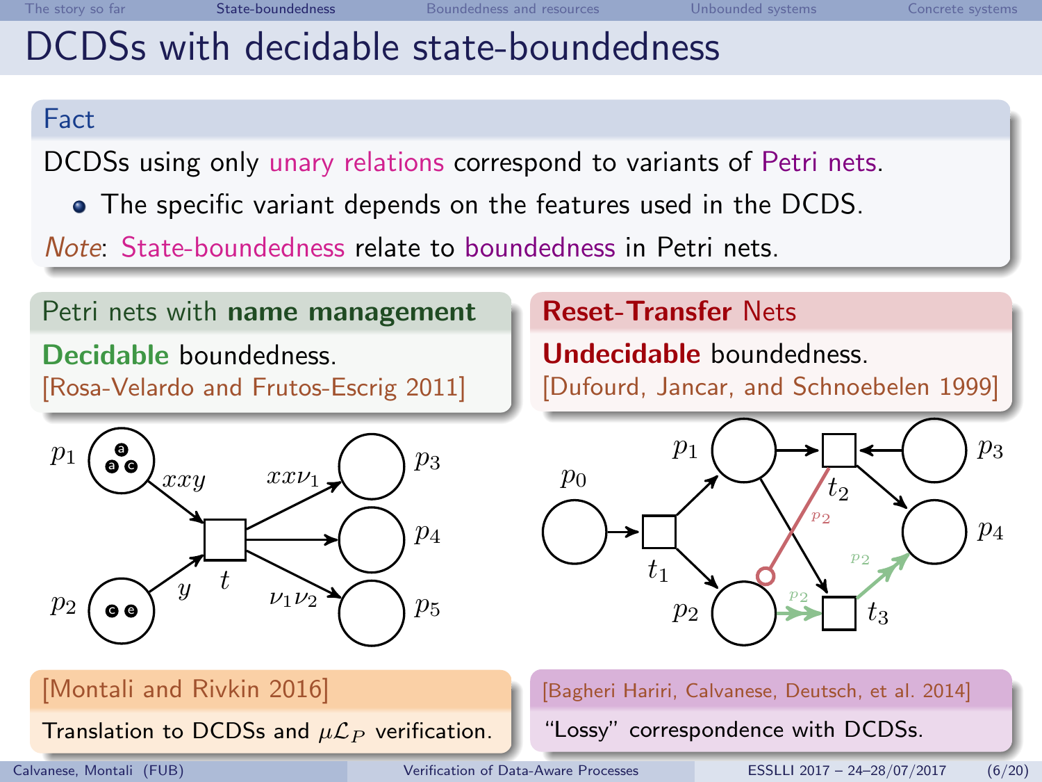# DCDSs with decidable state-boundedness

**Fact**

DCDSs using only unary relations correspond to variants of Petri nets.

- The specific variant depends on the features used in the DCDS.

*Note*: State-boundedness relate to boundedness in Petri nets.

**Petri nets with name management**

**Decidable** boundedness.
[Rosa-Velardo and Frutos-Escrig 2011]

**Reset-Transfer Nets**

**Undecidable** boundedness.
[Dufourd, Jancar, and Schnoebelen 1999]

**[Montali and Rivkin 2016]**

Translation to DCDSs and $\mu\mathcal{L}_P$ verification.

**[Bagheri Hariri, Calvanese, Deutsch, et al. 2014]**

"Lossy" correspondence with DCDSs.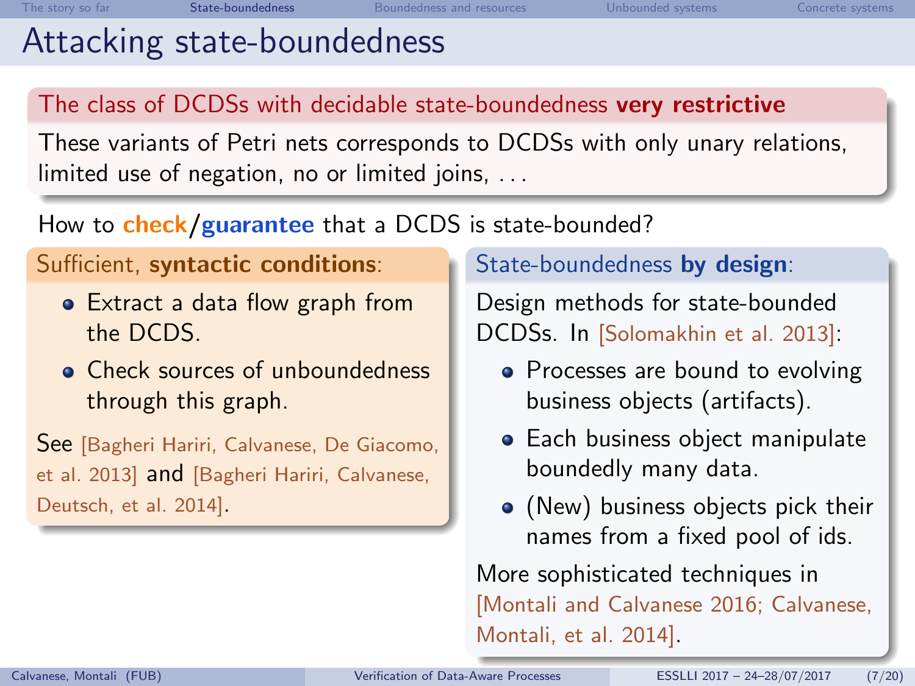# Attacking state-boundedness

**The class of DCDSs with decidable state-boundedness very restrictive**

These variants of Petri nets corresponds to DCDSs with only unary relations, limited use of negation, no or limited joins, ...

How to **check**/**guarantee** that a DCDS is state-bounded?

**Sufficient, syntactic conditions:**

- Extract a data flow graph from the DCDS.
- Check sources of unboundedness through this graph.

See [Bagheri Hariri, Calvanese, De Giacomo, et al. 2013] and [Bagheri Hariri, Calvanese, Deutsch, et al. 2014].

**State-boundedness by design:**

Design methods for state-bounded DCDSs. In [Solomakhin et al. 2013]:

- Processes are bound to evolving business objects (artifacts).
- Each business object manipulate boundedly many data.
- (New) business objects pick their names from a fixed pool of ids.

More sophisticated techniques in [Montali and Calvanese 2016; Calvanese, Montali, et al. 2014].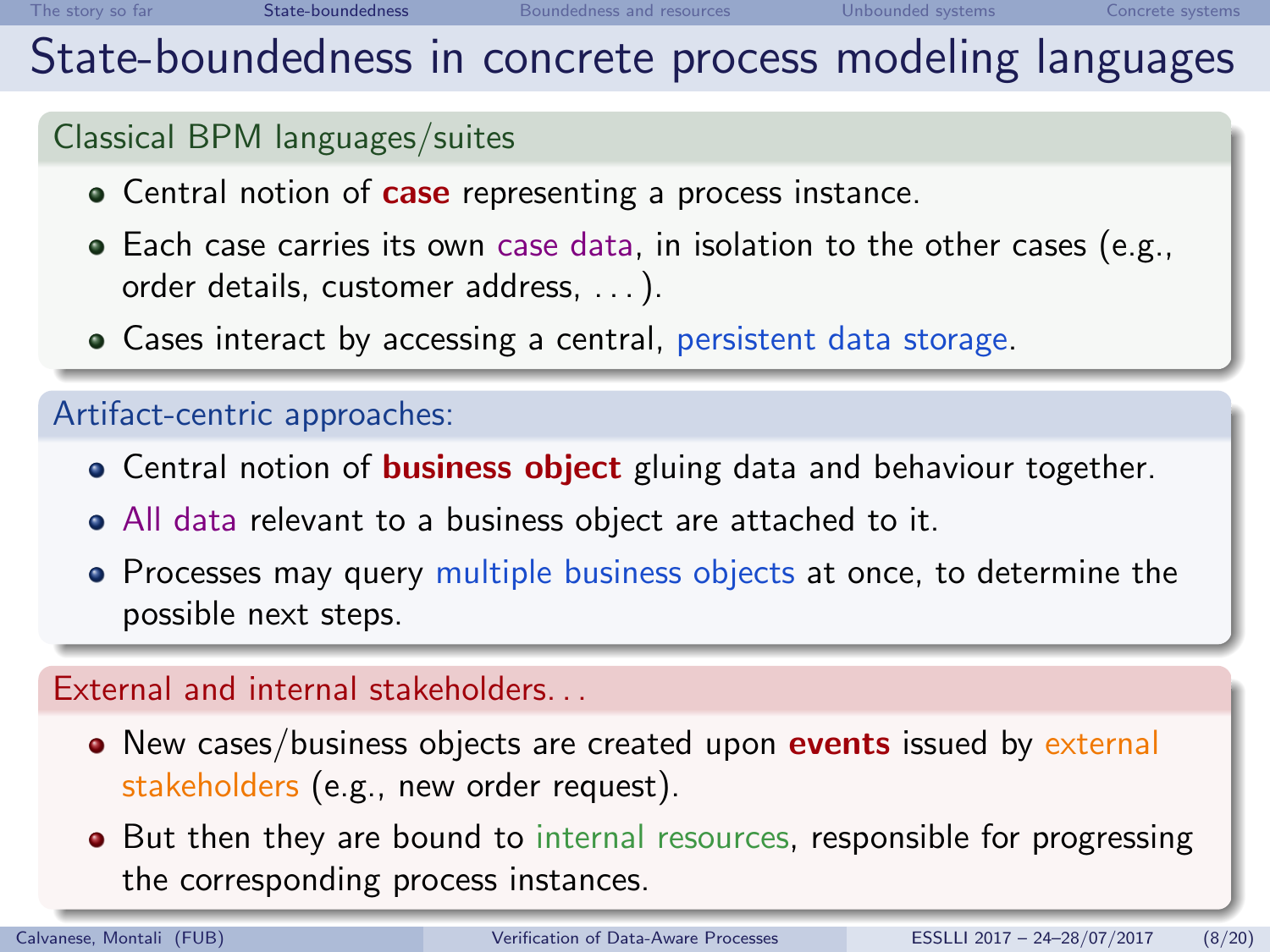# State-boundedness in concrete process modeling languages

## Classical BPM languages/suites

- Central notion of **case** representing a process instance.
- Each case carries its own case data, in isolation to the other cases (e.g., order details, customer address, ...).
- Cases interact by accessing a central, persistent data storage.

## Artifact-centric approaches:

- Central notion of **business object** gluing data and behaviour together.
- All data relevant to a business object are attached to it.
- Processes may query multiple business objects at once, to determine the possible next steps.

## External and internal stakeholders...

- New cases/business objects are created upon **events** issued by external stakeholders (e.g., new order request).
- But then they are bound to internal resources, responsible for progressing the corresponding process instances.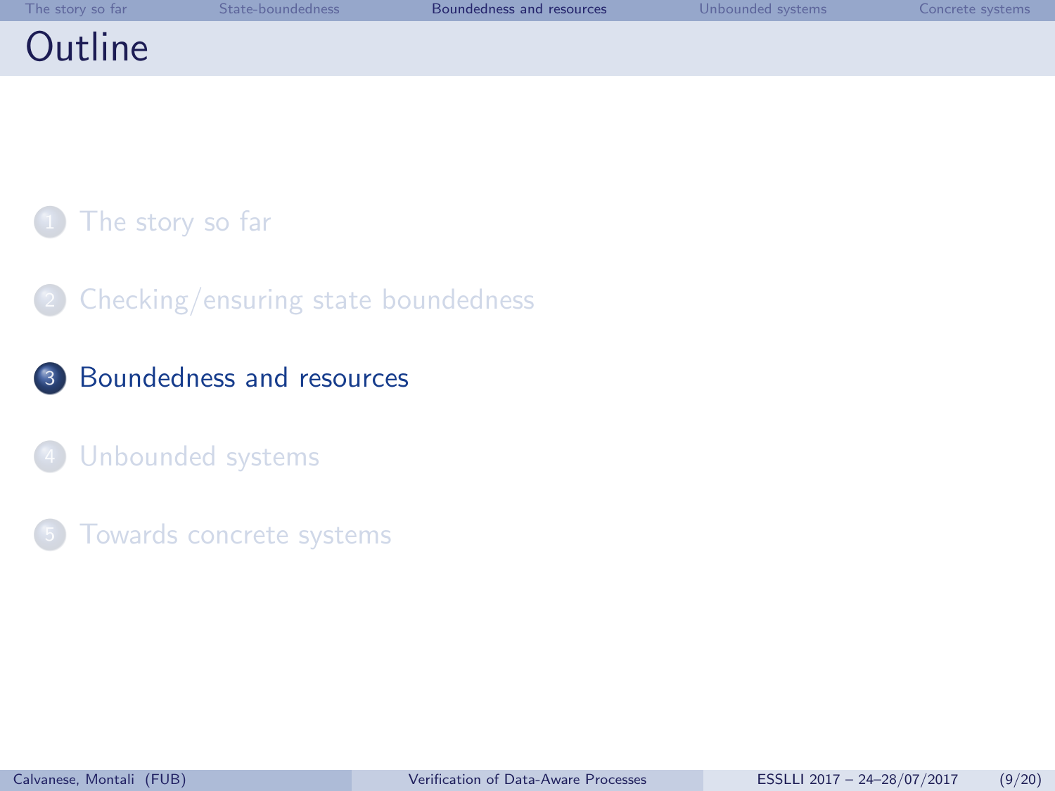# Outline

1. The story so far
2. Checking/ensuring state boundedness
3. **Boundedness and resources**
4. Unbounded systems
5. Towards concrete systems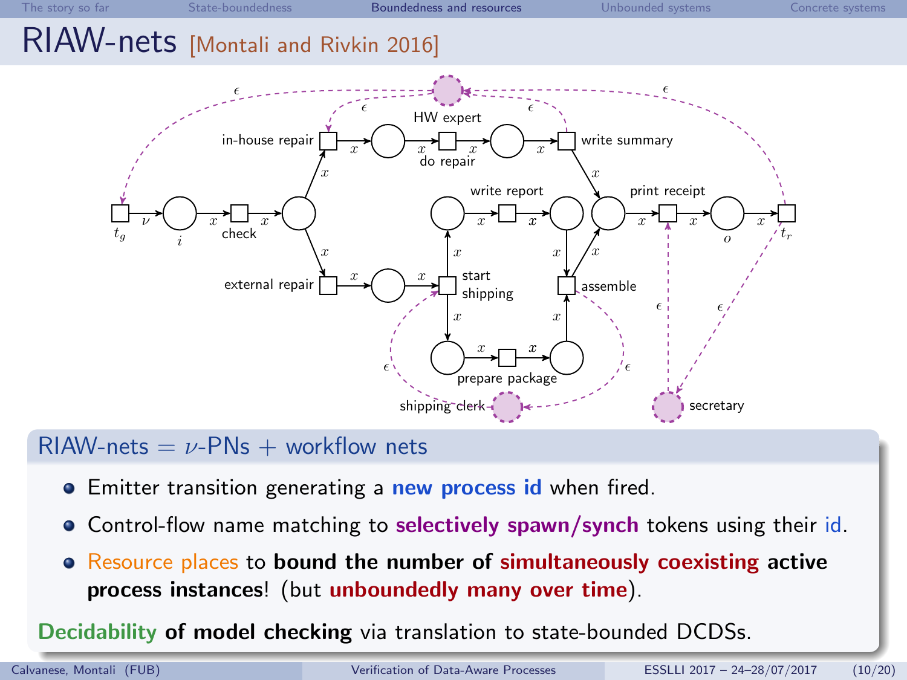# RIAW-nets [Montali and Rivkin 2016]

## RIAW-nets = $\nu$-PNs + workflow nets

- Emitter transition generating a **new process id** when fired.
- Control-flow name matching to **selectively spawn/synch** tokens using their id.
- Resource places to **bound the number of simultaneously coexisting active process instances**! (but **unboundedly many over time**).

**Decidability of model checking** via translation to state-bounded DCDSs.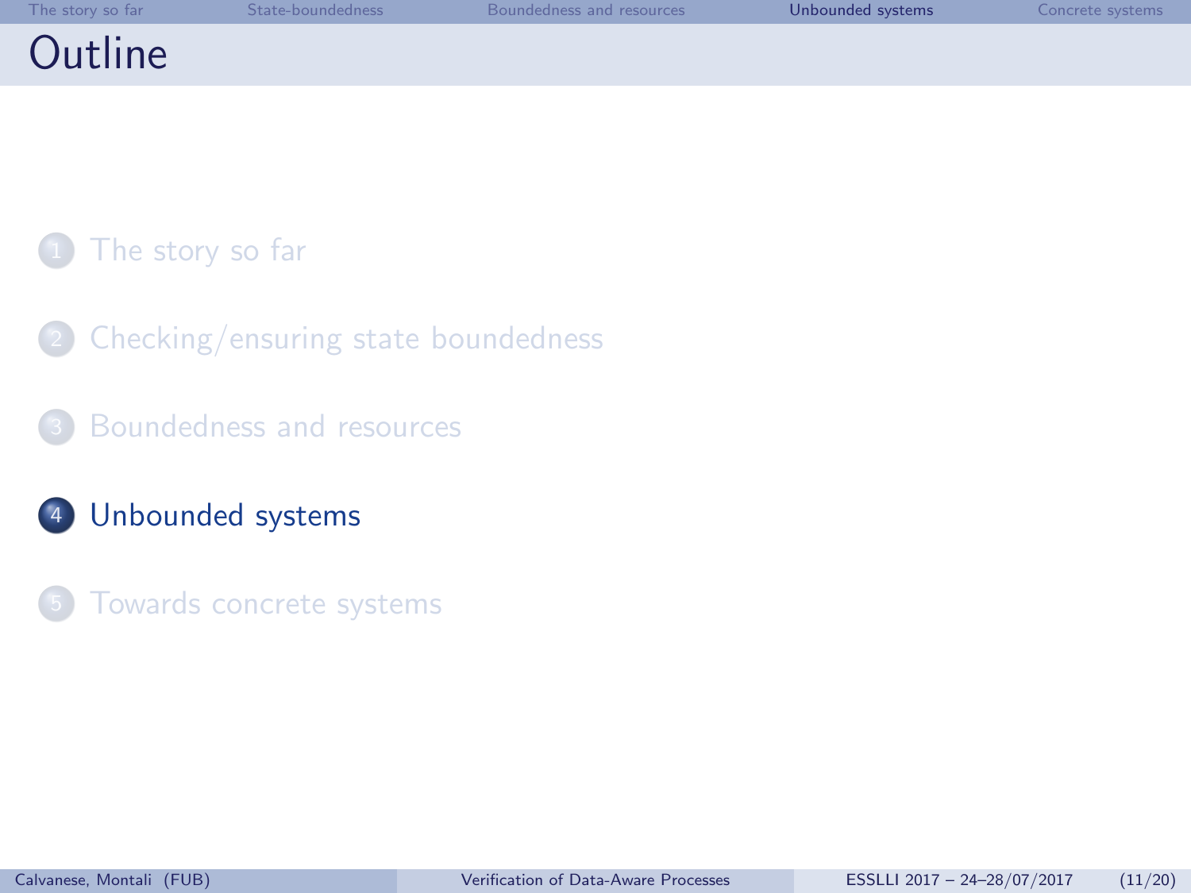# Outline

1. The story so far
2. Checking/ensuring state boundedness
3. Boundedness and resources
4. **Unbounded systems**
5. Towards concrete systems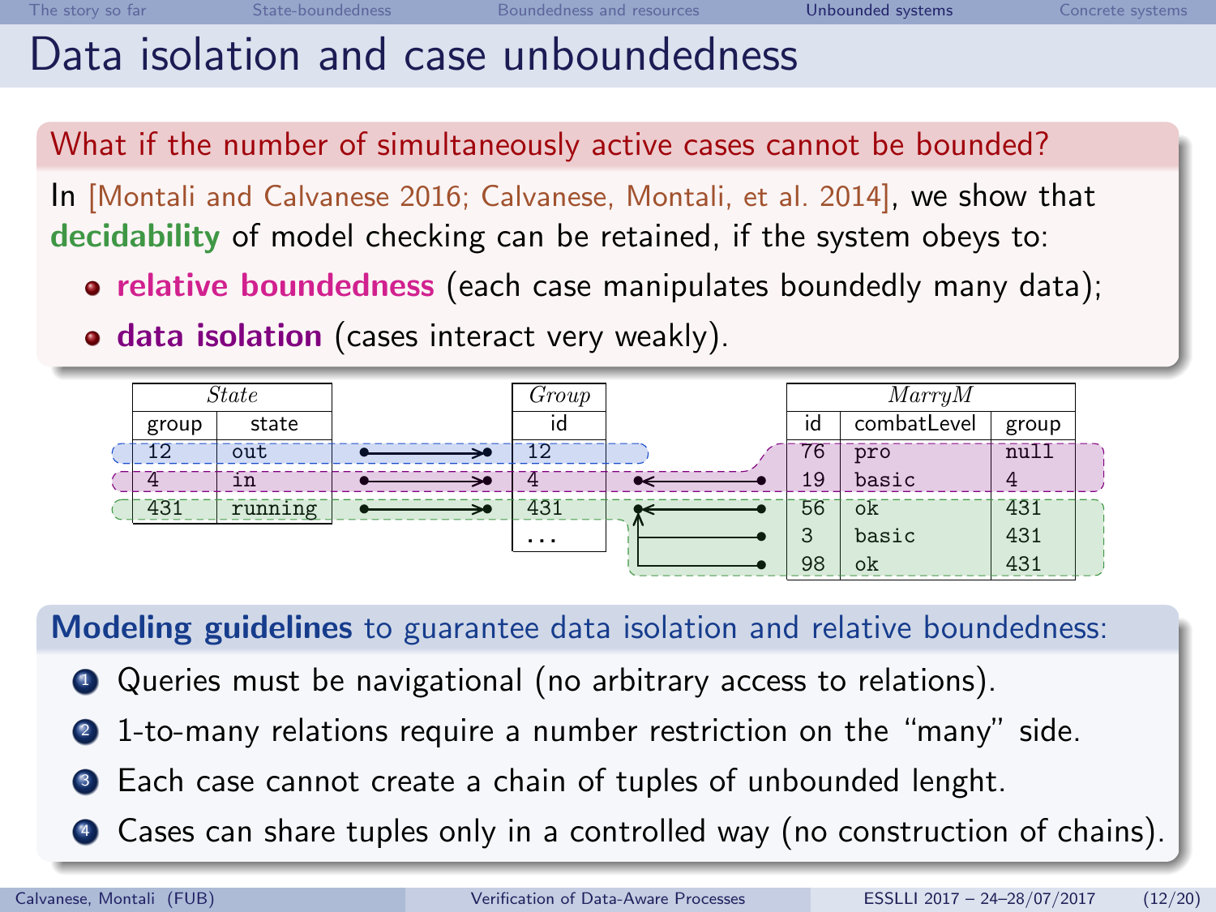# Data isolation and case unboundedness

**What if the number of simultaneously active cases cannot be bounded?**

In [Montali and Calvanese 2016; Calvanese, Montali, et al. 2014], we show that **decidability** of model checking can be retained, if the system obeys to:

- **relative boundedness** (each case manipulates boundedly many data);
- **data isolation** (cases interact very weakly).

| *State* | |
|---|---|
| group | state |
| 12 | out |
| 4 | in |
| 431 | running |

| *Group* |
|---|
| id |
| 12 |
| 4 |
| 431 |
| ... |

| *MarryM* | | |
|---|---|---|
| id | combatLevel | group |
| 76 | pro | null |
| 19 | basic | 4 |
| 56 | ok | 431 |
| 3 | basic | 431 |
| 98 | ok | 431 |

**Modeling guidelines** to guarantee data isolation and relative boundedness:

1. Queries must be navigational (no arbitrary access to relations).
2. 1-to-many relations require a number restriction on the "many" side.
3. Each case cannot create a chain of tuples of unbounded lenght.
4. Cases can share tuples only in a controlled way (no construction of chains).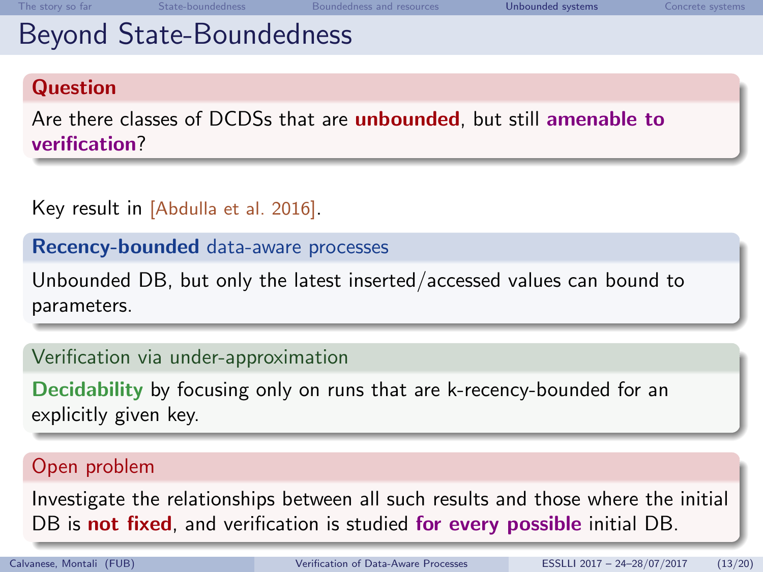# Beyond State-Boundedness

**Question**

Are there classes of DCDSs that are **unbounded**, but still **amenable to verification**?

Key result in [Abdulla et al. 2016].

**Recency-bounded** data-aware processes

Unbounded DB, but only the latest inserted/accessed values can bound to parameters.

Verification via under-approximation

**Decidability** by focusing only on runs that are k-recency-bounded for an explicitly given key.

Open problem

Investigate the relationships between all such results and those where the initial DB is **not fixed**, and verification is studied **for every possible** initial DB.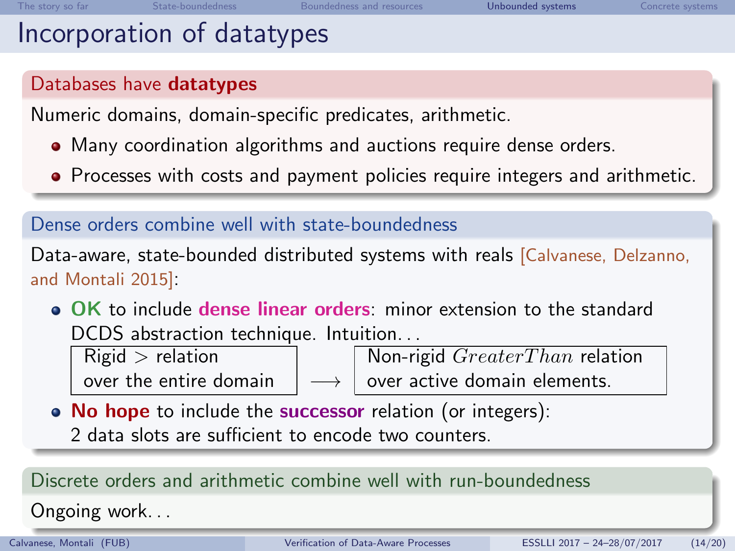# Incorporation of datatypes

### Databases have **datatypes**

Numeric domains, domain-specific predicates, arithmetic.

- Many coordination algorithms and auctions require dense orders.
- Processes with costs and payment policies require integers and arithmetic.

### Dense orders combine well with state-boundedness

Data-aware, state-bounded distributed systems with reals [Calvanese, Delzanno, and Montali 2015]:

- **OK** to include **dense linear orders**: minor extension to the standard DCDS abstraction technique. Intuition...

| Rigid $>$ relation over the entire domain | $\longrightarrow$ | Non-rigid $GreaterThan$ relation over active domain elements. |
|---|---|---|

- **No hope** to include the **successor** relation (or integers): 2 data slots are sufficient to encode two counters.

### Discrete orders and arithmetic combine well with run-boundedness

Ongoing work...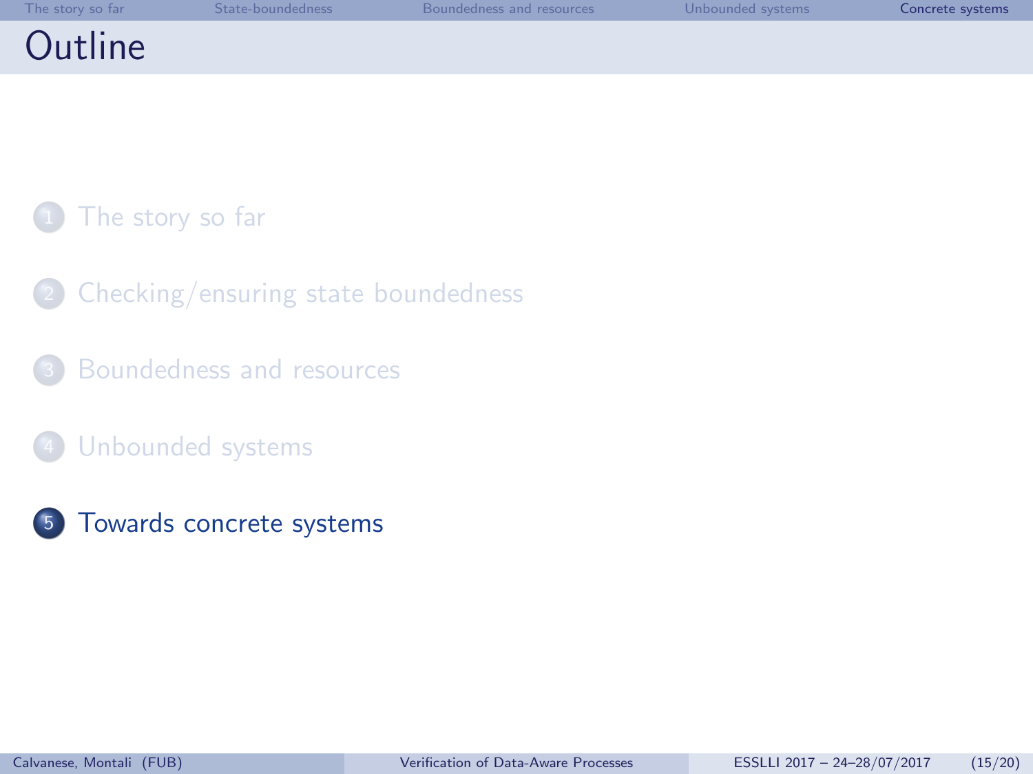# Outline

1. The story so far
2. Checking/ensuring state boundedness
3. Boundedness and resources
4. Unbounded systems
5. **Towards concrete systems**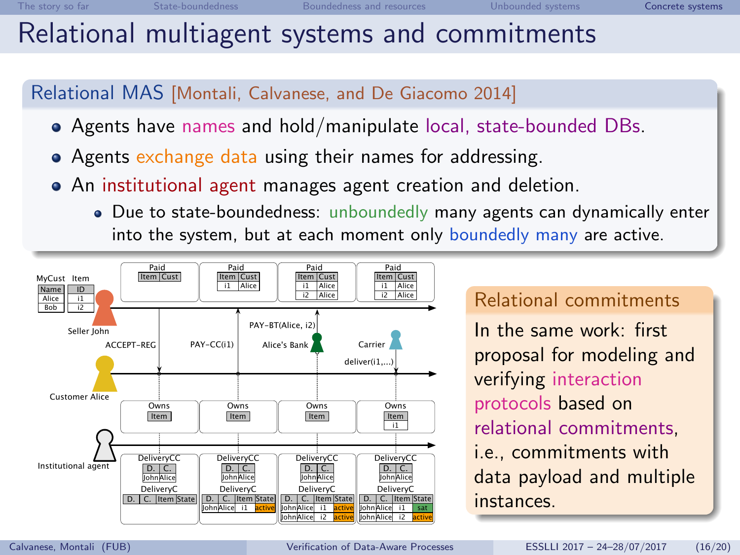# Relational multiagent systems and commitments

## Relational MAS [Montali, Calvanese, and De Giacomo 2014]

- Agents have names and hold/manipulate local, state-bounded DBs.
- Agents exchange data using their names for addressing.
- An institutional agent manages agent creation and deletion.
  - Due to state-boundedness: unboundedly many agents can dynamically enter into the system, but at each moment only boundedly many are active.

MyCust

| Name |
|---|
| Alice |
| Bob |

Item

| ID |
|---|
| i1 |
| i2 |

Seller John

Paid

| Item | Cust |
|---|---|

Paid

| Item | Cust |
|---|---|
| i1 | Alice |

Paid

| Item | Cust |
|---|---|
| i1 | Alice |
| i2 | Alice |

Paid

| Item | Cust |
|---|---|
| i1 | Alice |
| i2 | Alice |

ACCEPT-REG PAY-CC(i1) PAY-BT(Alice, i2) Alice's Bank Carrier deliver(i1,...)

Customer Alice

Owns

| Item |
|---|

Owns

| Item |
|---|

Owns

| Item |
|---|

Owns

| Item |
|---|
| i1 |

Institutional agent

DeliveryCC

| D. | C. |
|---|---|
| John | Alice |

DeliveryC

| D. | C. | Item | State |
|---|---|---|---|

DeliveryCC

| D. | C. |
|---|---|
| John | Alice |

DeliveryC

| D. | C. | Item | State |
|---|---|---|---|
| John | Alice | i1 | active |

DeliveryCC

| D. | C. |
|---|---|
| John | Alice |

DeliveryC

| D. | C. | Item | State |
|---|---|---|---|
| John | Alice | i1 | active |
| John | Alice | i2 | active |

DeliveryCC

| D. | C. |
|---|---|
| John | Alice |

DeliveryC

| D. | C. | Item | State |
|---|---|---|---|
| John | Alice | i1 | sat |
| John | Alice | i2 | active |

## Relational commitments

In the same work: first proposal for modeling and verifying interaction protocols based on relational commitments, i.e., commitments with data payload and multiple instances.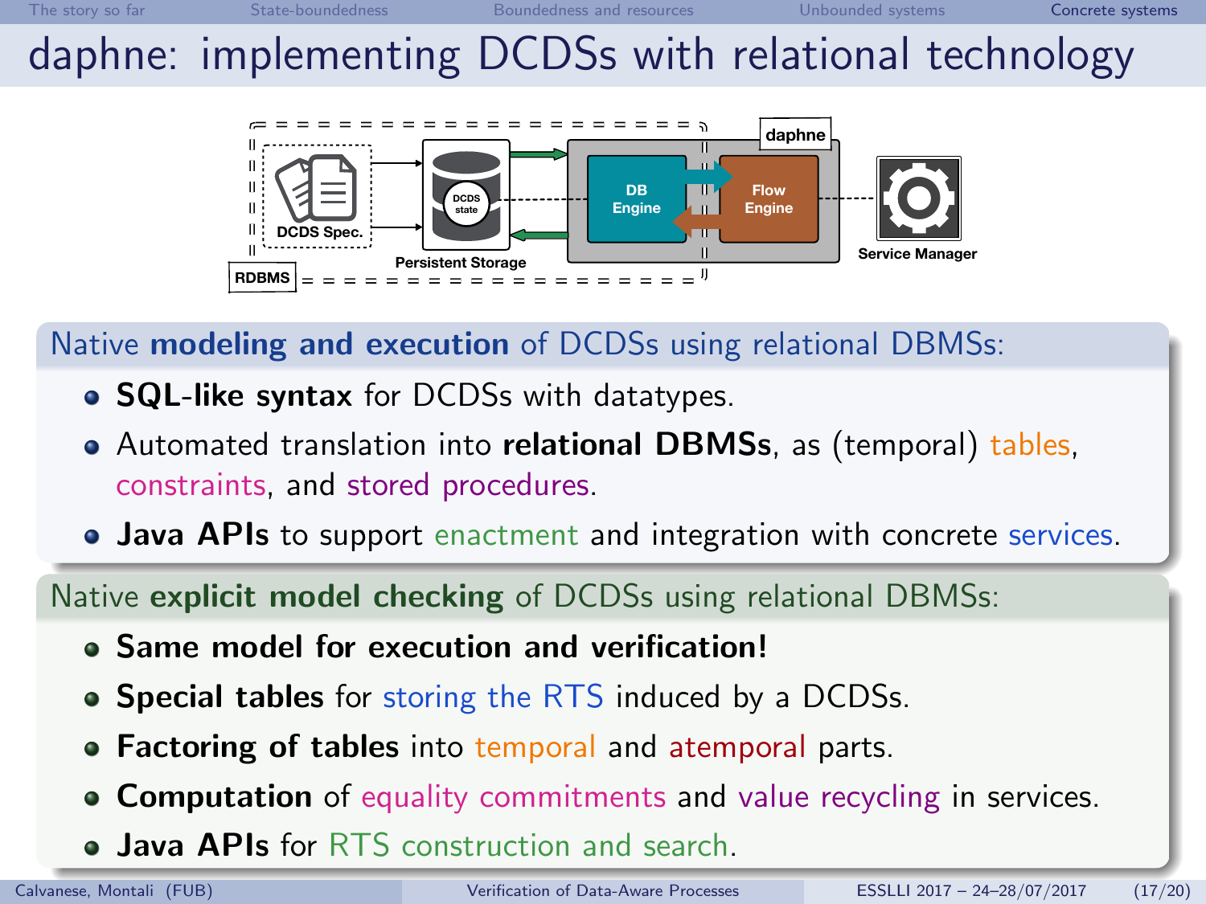# daphne: implementing DCDSs with relational technology

## Native **modeling and execution** of DCDSs using relational DBMSs:

- **SQL-like syntax** for DCDSs with datatypes.
- Automated translation into **relational DBMSs**, as (temporal) tables, constraints, and stored procedures.
- **Java APIs** to support enactment and integration with concrete services.

## Native **explicit model checking** of DCDSs using relational DBMSs:

- **Same model for execution and verification!**
- **Special tables** for storing the RTS induced by a DCDSs.
- **Factoring of tables** into temporal and atemporal parts.
- **Computation** of equality commitments and value recycling in services.
- **Java APIs** for RTS construction and search.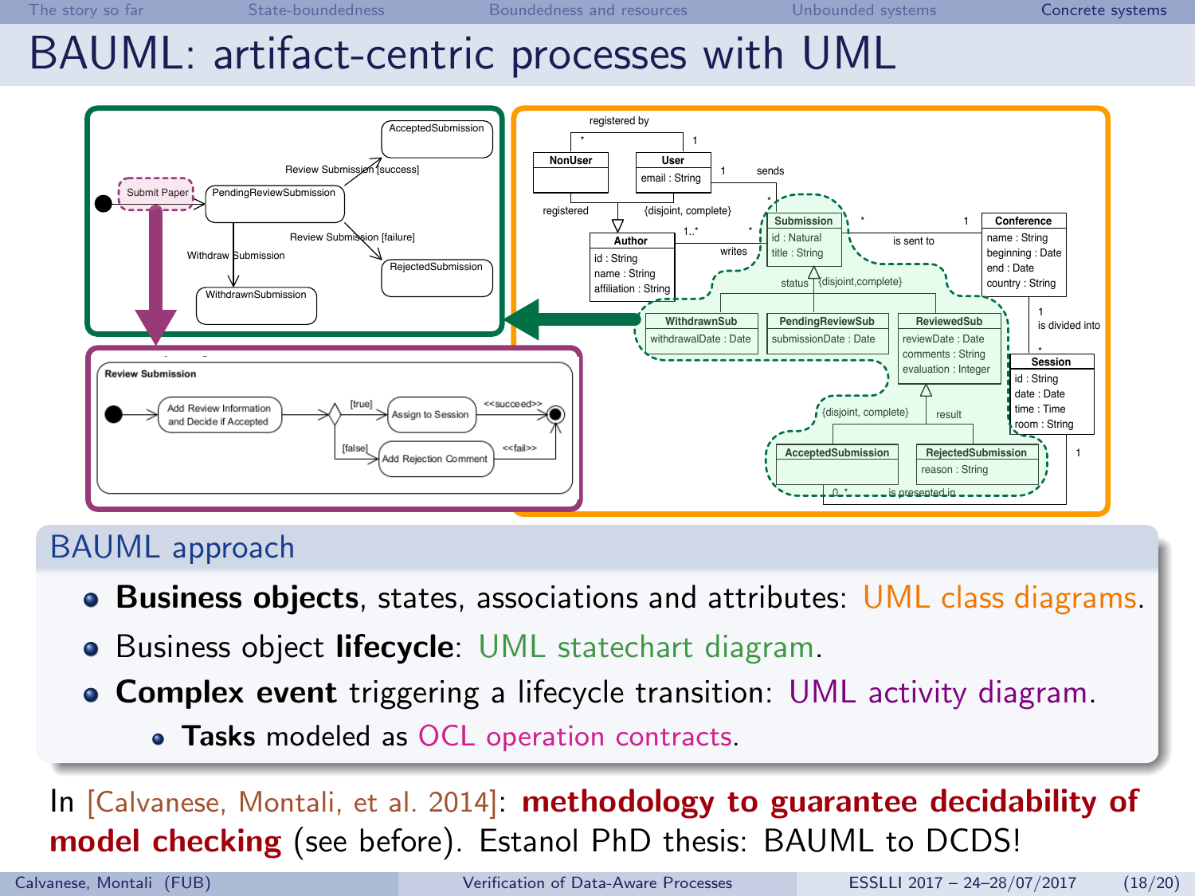# BAUML: artifact-centric processes with UML

## BAUML approach

- **Business objects**, states, associations and attributes: UML class diagrams.
- Business object **lifecycle**: UML statechart diagram.
- **Complex event** triggering a lifecycle transition: UML activity diagram.
  - **Tasks** modeled as OCL operation contracts.

In [Calvanese, Montali, et al. 2014]: **methodology to guarantee decidability of model checking** (see before). Estanol PhD thesis: BAUML to DCDS!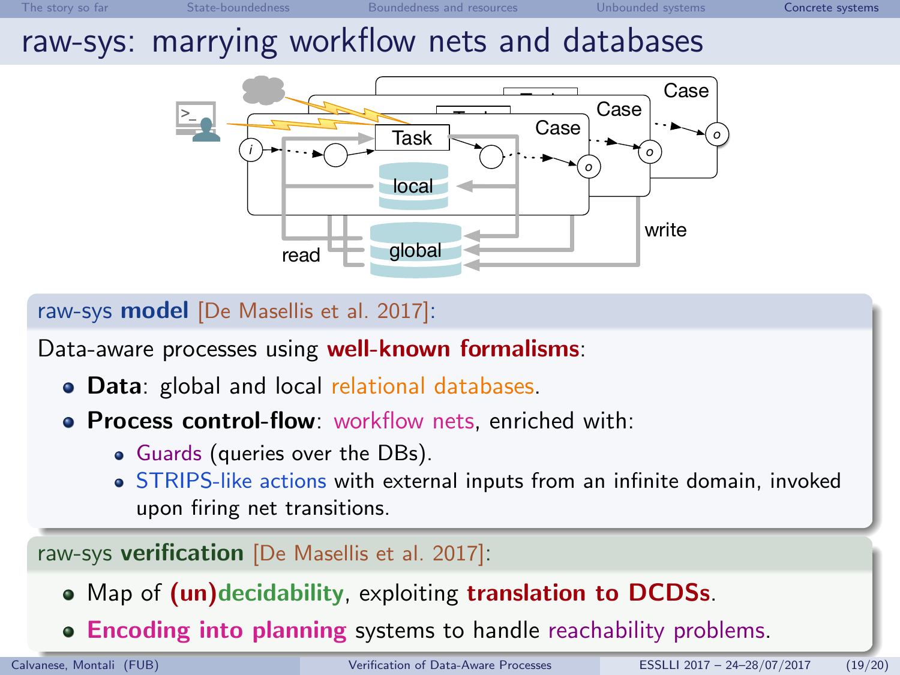# raw-sys: marrying workflow nets and databases

## raw-sys **model** [De Masellis et al. 2017]:

Data-aware processes using **well-known formalisms**:

- **Data**: global and local relational databases.
- **Process control-flow**: workflow nets, enriched with:
  - Guards (queries over the DBs).
  - STRIPS-like actions with external inputs from an infinite domain, invoked upon firing net transitions.

## raw-sys **verification** [De Masellis et al. 2017]:

- Map of **(un)decidability**, exploiting **translation to DCDSs**.
- **Encoding into planning** systems to handle reachability problems.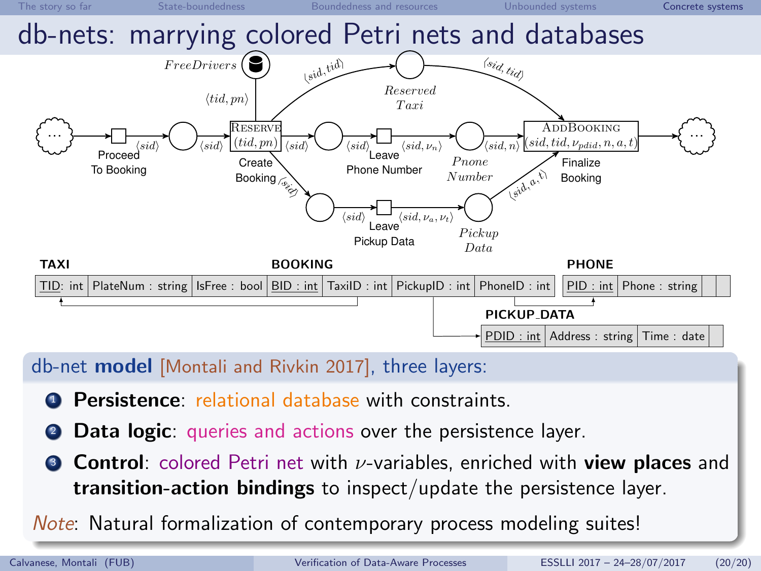# db-nets: marrying colored Petri nets and databases

**TAXI**

| TID: int | PlateNum : string | IsFree : bool |
|---|---|---|

**BOOKING**

| BID : int | TaxiID : int | PickupID : int | PhoneID : int |
|---|---|---|---|

**PHONE**

| PID : int | Phone : string |
|---|---|

**PICKUP_DATA**

| PDID : int | Address : string | Time : date |
|---|---|---|

**db-net model** [Montali and Rivkin 2017], three layers:

1. **Persistence**: relational database with constraints.
2. **Data logic**: queries and actions over the persistence layer.
3. **Control**: colored Petri net with $\nu$-variables, enriched with **view places** and **transition-action bindings** to inspect/update the persistence layer.

*Note*: Natural formalization of contemporary process modeling suites!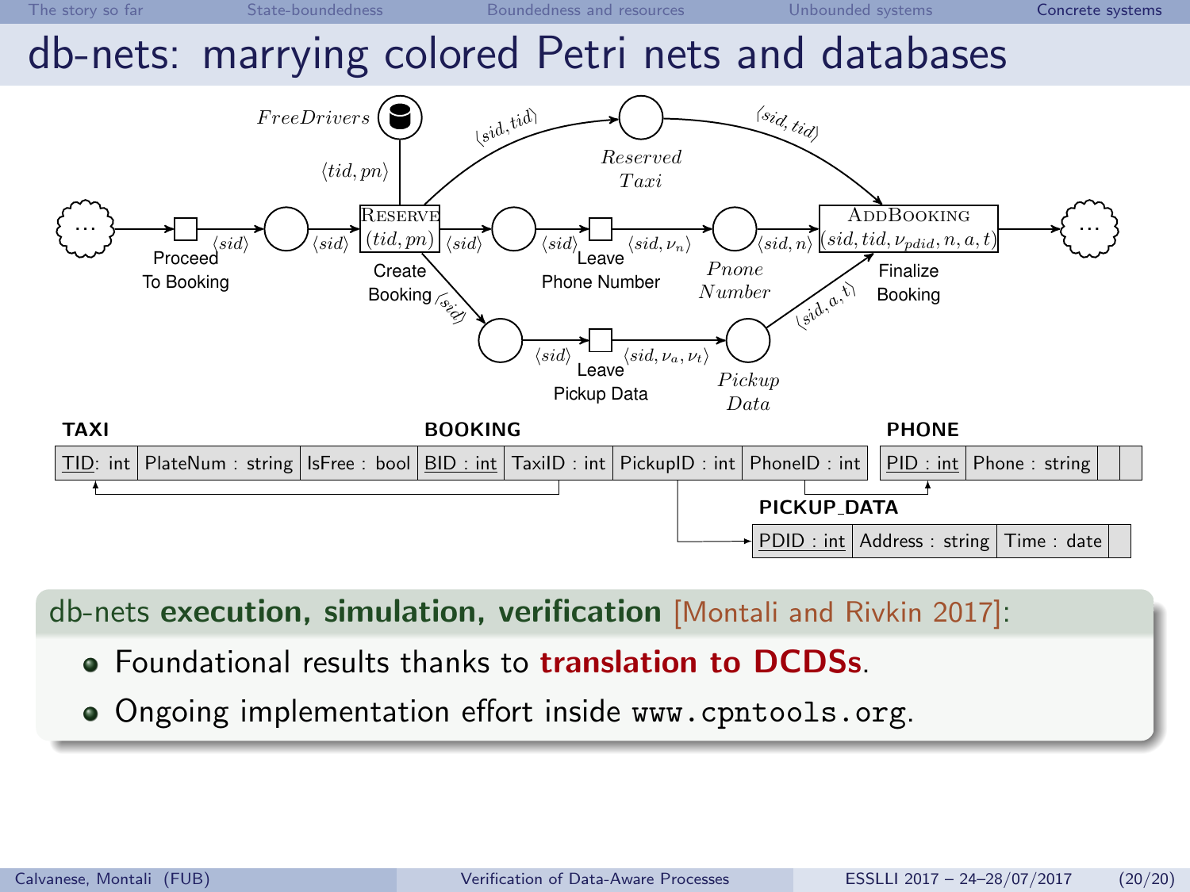# db-nets: marrying colored Petri nets and databases

*FreeDrivers*

$\langle tid, pn \rangle$

$\langle sid, tid \rangle$

*Reserved Taxi*

$\langle sid, tid \rangle$

Proceed To Booking $\langle sid \rangle$

$\langle sid \rangle$

RESERVE $(tid, pn)$ $\langle sid \rangle$

Create Booking

$\langle sid \rangle$ Leave Phone Number $\langle sid, \nu_n \rangle$

*Pnone Number*

$\langle sid, n \rangle$

ADDBOOKING $(sid, tid, \nu_{pdid}, n, a, t)$

Finalize Booking

$\langle sid \rangle$

$\langle sid \rangle$ Leave Pickup Data $\langle sid, \nu_a, \nu_t \rangle$

*Pickup Data*

$\langle sid, a, t \rangle$

**TAXI**

| TID: int | PlateNum : string | IsFree : bool |
|---|---|---|

**BOOKING**

| BID : int | TaxiID : int | PickupID : int | PhoneID : int |
|---|---|---|---|

**PHONE**

| PID : int | Phone : string |
|---|---|

**PICKUP_DATA**

| PDID : int | Address : string | Time : date |
|---|---|---|

db-nets **execution, simulation, verification** [Montali and Rivkin 2017]:

- Foundational results thanks to **translation to DCDSs**.
- Ongoing implementation effort inside `www.cpntools.org`.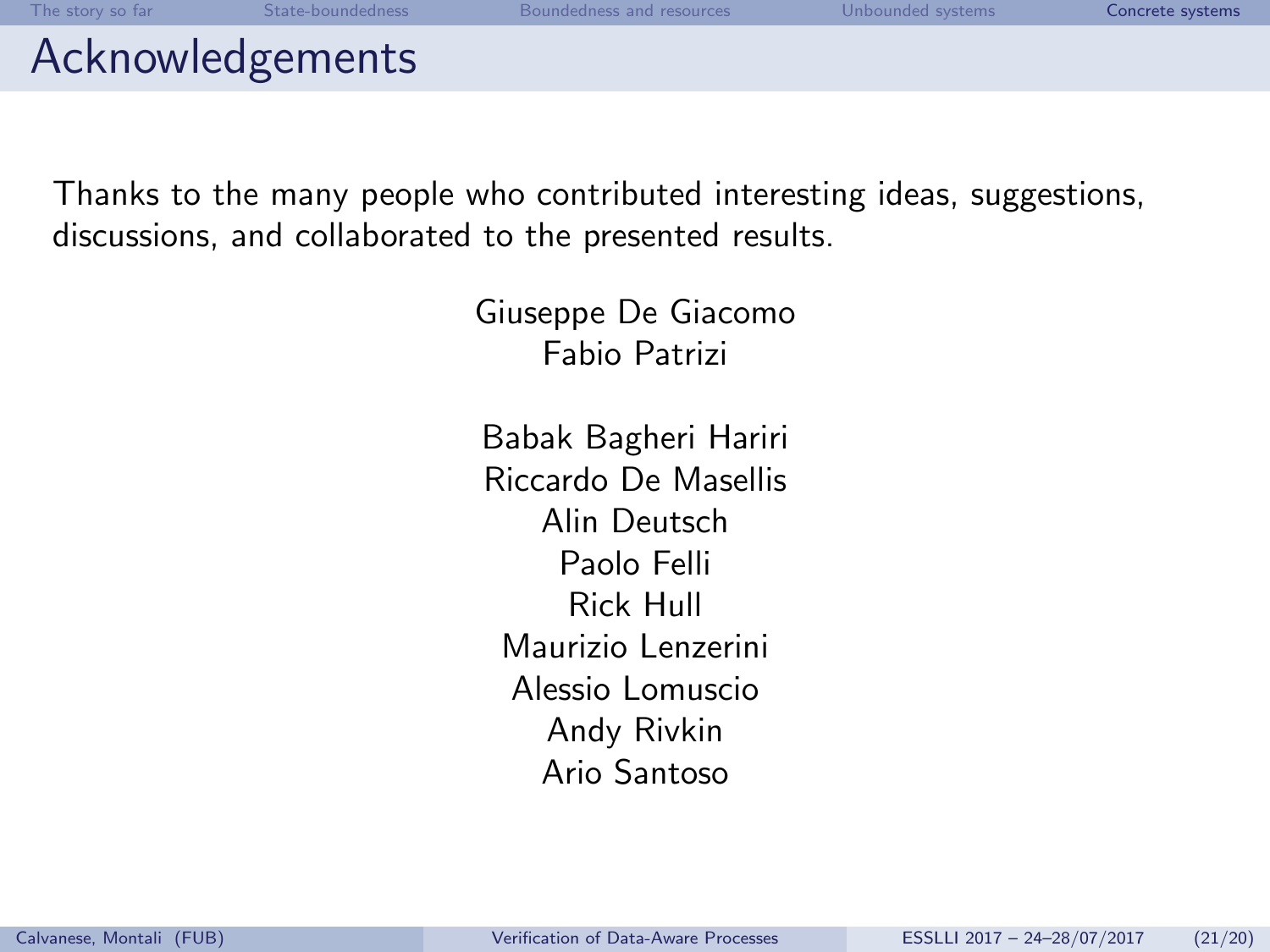# Acknowledgements

Thanks to the many people who contributed interesting ideas, suggestions, discussions, and collaborated to the presented results.

Giuseppe De Giacomo
Fabio Patrizi

Babak Bagheri Hariri
Riccardo De Masellis
Alin Deutsch
Paolo Felli
Rick Hull
Maurizio Lenzerini
Alessio Lomuscio
Andy Rivkin
Ario Santoso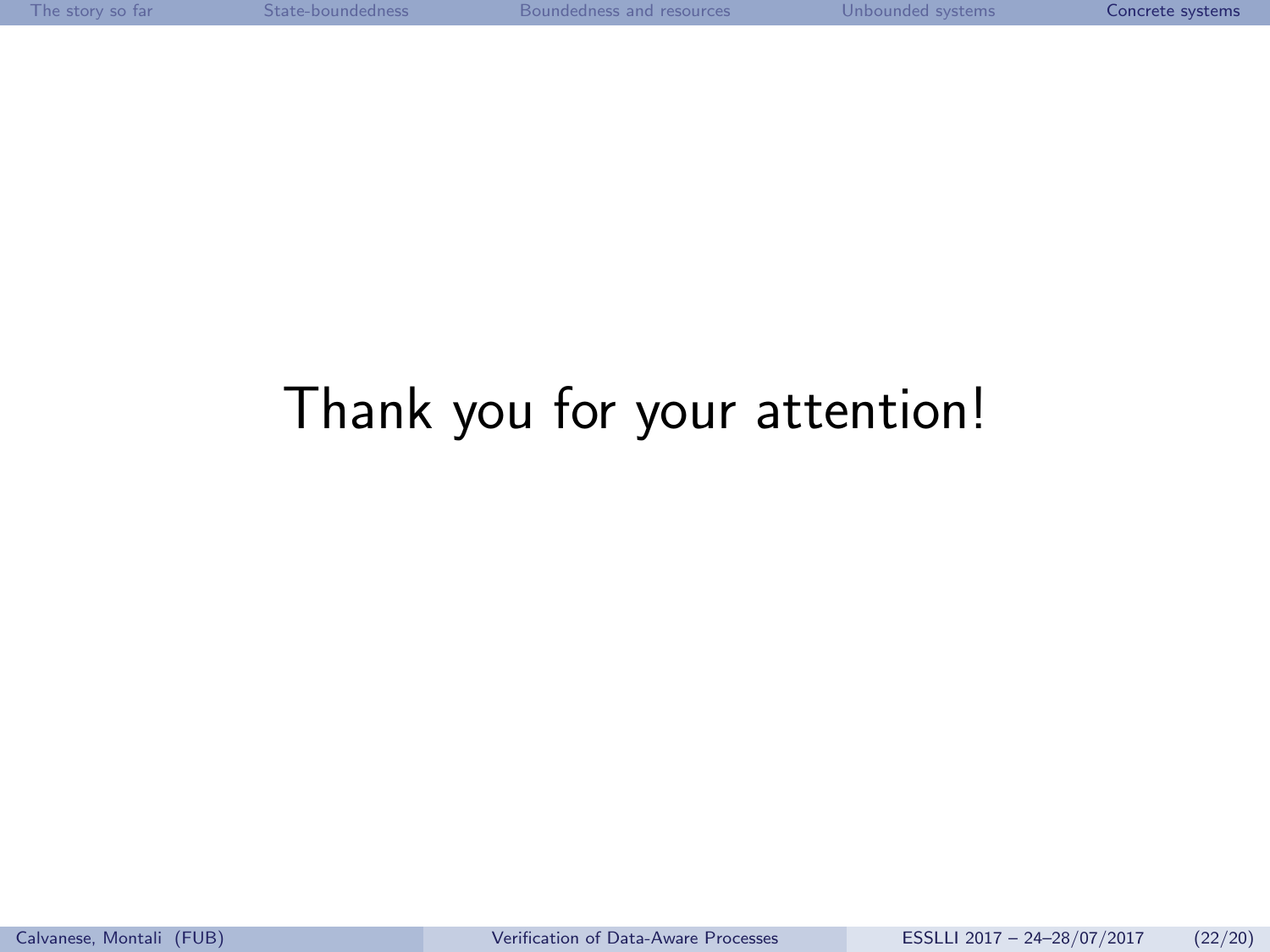Thank you for your attention!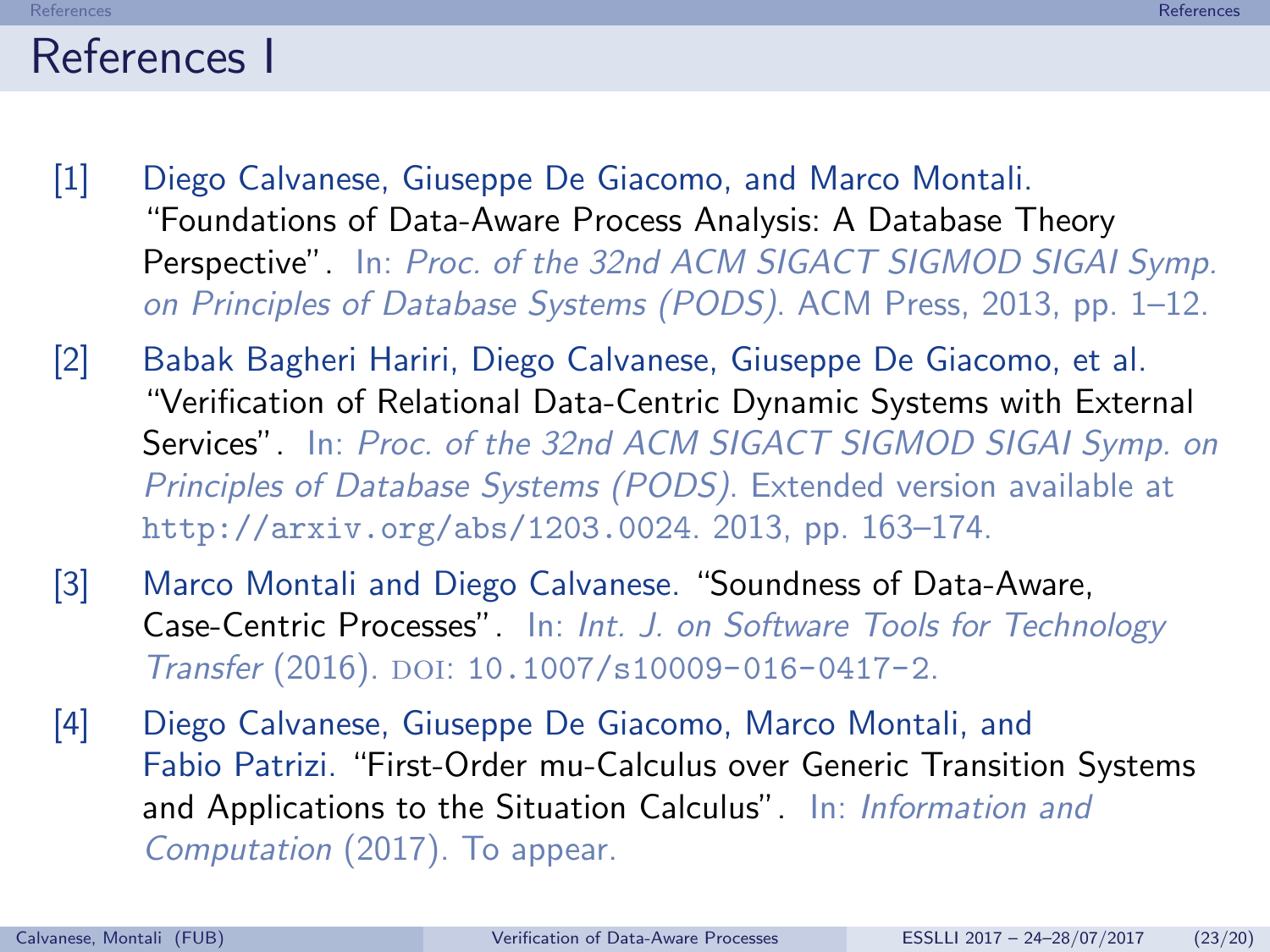# References I

[1] Diego Calvanese, Giuseppe De Giacomo, and Marco Montali. "Foundations of Data-Aware Process Analysis: A Database Theory Perspective". In: *Proc. of the 32nd ACM SIGACT SIGMOD SIGAI Symp. on Principles of Database Systems (PODS)*. ACM Press, 2013, pp. 1–12.

[2] Babak Bagheri Hariri, Diego Calvanese, Giuseppe De Giacomo, et al. "Verification of Relational Data-Centric Dynamic Systems with External Services". In: *Proc. of the 32nd ACM SIGACT SIGMOD SIGAI Symp. on Principles of Database Systems (PODS)*. Extended version available at `http://arxiv.org/abs/1203.0024`. 2013, pp. 163–174.

[3] Marco Montali and Diego Calvanese. "Soundness of Data-Aware, Case-Centric Processes". In: *Int. J. on Software Tools for Technology Transfer* (2016). DOI: `10.1007/s10009-016-0417-2`.

[4] Diego Calvanese, Giuseppe De Giacomo, Marco Montali, and Fabio Patrizi. "First-Order mu-Calculus over Generic Transition Systems and Applications to the Situation Calculus". In: *Information and Computation* (2017). To appear.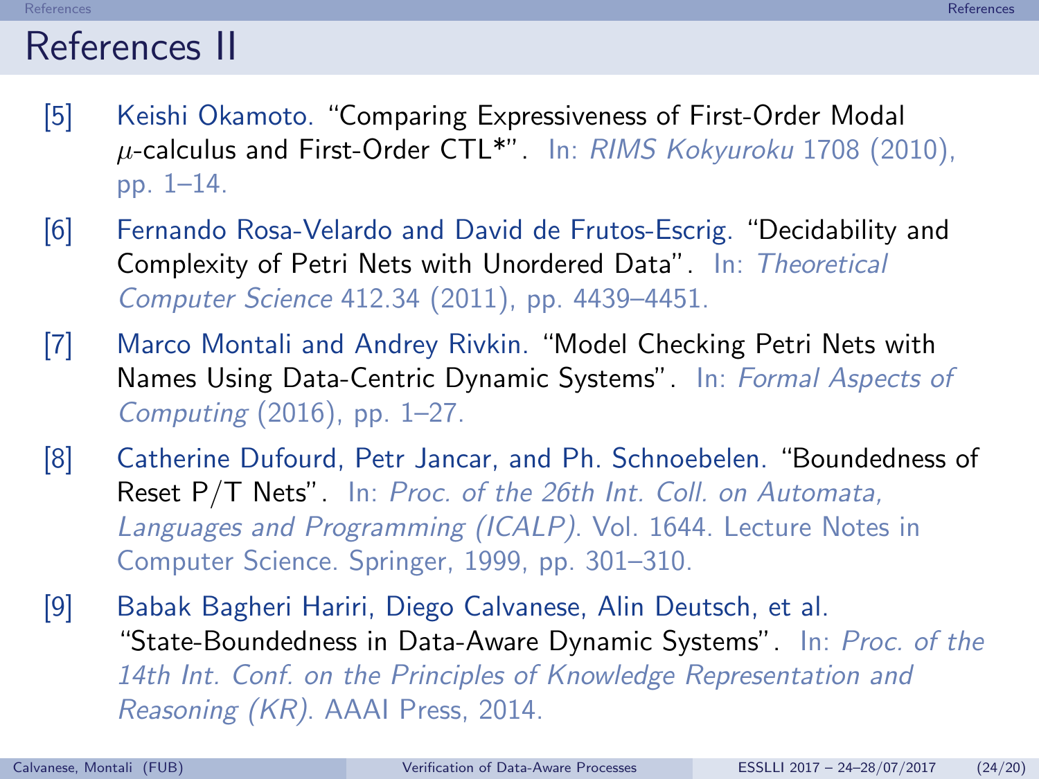# References II

[5] Keishi Okamoto. "Comparing Expressiveness of First-Order Modal $\mu$-calculus and First-Order CTL*". In: *RIMS Kokyuroku* 1708 (2010), pp. 1–14.

[6] Fernando Rosa-Velardo and David de Frutos-Escrig. "Decidability and Complexity of Petri Nets with Unordered Data". In: *Theoretical Computer Science* 412.34 (2011), pp. 4439–4451.

[7] Marco Montali and Andrey Rivkin. "Model Checking Petri Nets with Names Using Data-Centric Dynamic Systems". In: *Formal Aspects of Computing* (2016), pp. 1–27.

[8] Catherine Dufourd, Petr Jancar, and Ph. Schnoebelen. "Boundedness of Reset P/T Nets". In: *Proc. of the 26th Int. Coll. on Automata, Languages and Programming (ICALP)*. Vol. 1644. Lecture Notes in Computer Science. Springer, 1999, pp. 301–310.

[9] Babak Bagheri Hariri, Diego Calvanese, Alin Deutsch, et al. "State-Boundedness in Data-Aware Dynamic Systems". In: *Proc. of the 14th Int. Conf. on the Principles of Knowledge Representation and Reasoning (KR)*. AAAI Press, 2014.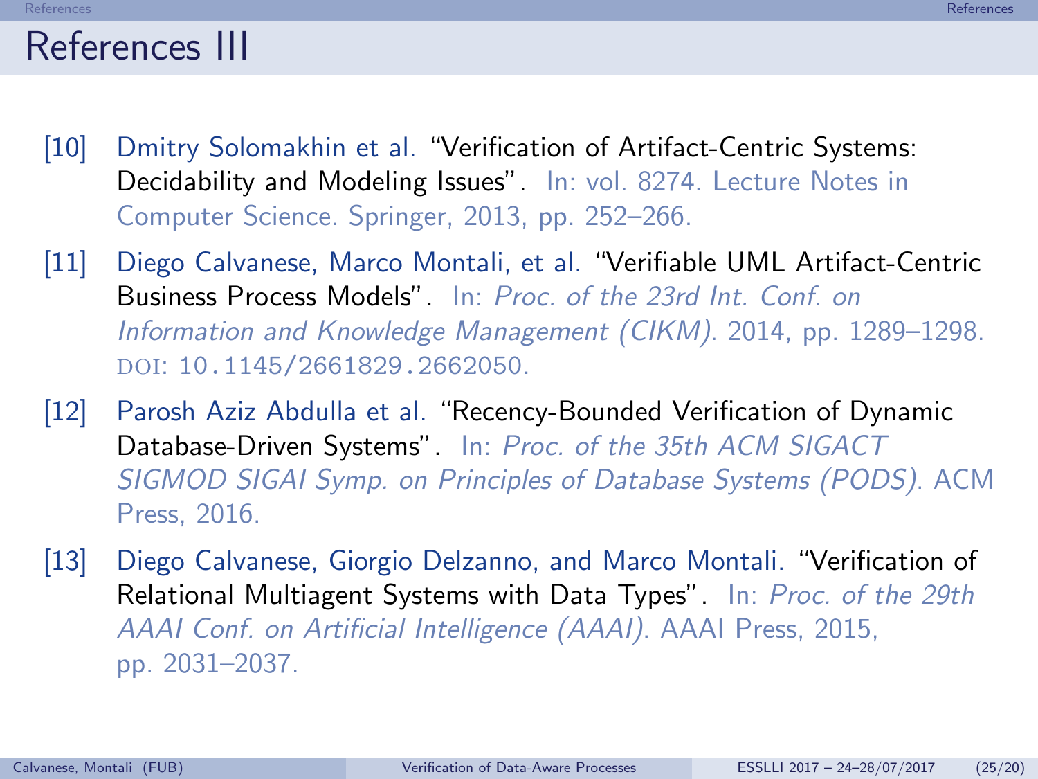# References III

[10] Dmitry Solomakhin et al. "Verification of Artifact-Centric Systems: Decidability and Modeling Issues". In: vol. 8274. Lecture Notes in Computer Science. Springer, 2013, pp. 252–266.

[11] Diego Calvanese, Marco Montali, et al. "Verifiable UML Artifact-Centric Business Process Models". In: *Proc. of the 23rd Int. Conf. on Information and Knowledge Management (CIKM)*. 2014, pp. 1289–1298. DOI: 10.1145/2661829.2662050.

[12] Parosh Aziz Abdulla et al. "Recency-Bounded Verification of Dynamic Database-Driven Systems". In: *Proc. of the 35th ACM SIGACT SIGMOD SIGAI Symp. on Principles of Database Systems (PODS)*. ACM Press, 2016.

[13] Diego Calvanese, Giorgio Delzanno, and Marco Montali. "Verification of Relational Multiagent Systems with Data Types". In: *Proc. of the 29th AAAI Conf. on Artificial Intelligence (AAAI)*. AAAI Press, 2015, pp. 2031–2037.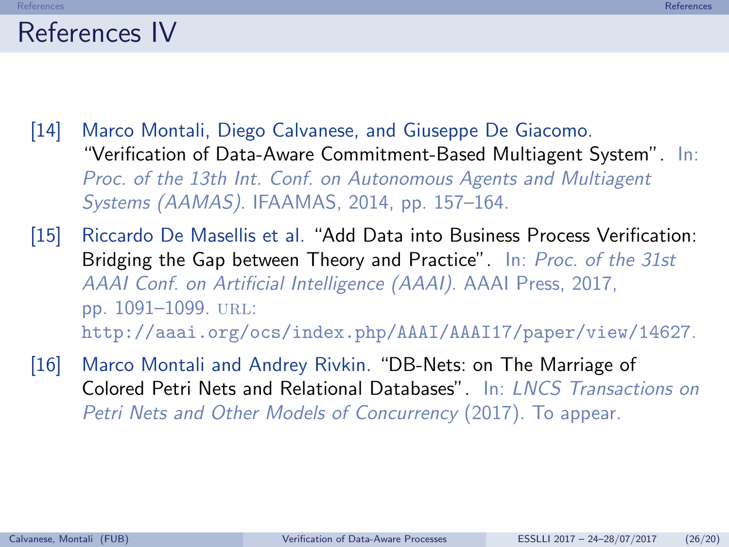# References IV

[14] Marco Montali, Diego Calvanese, and Giuseppe De Giacomo. "Verification of Data-Aware Commitment-Based Multiagent System". In: *Proc. of the 13th Int. Conf. on Autonomous Agents and Multiagent Systems (AAMAS)*. IFAAMAS, 2014, pp. 157–164.

[15] Riccardo De Masellis et al. "Add Data into Business Process Verification: Bridging the Gap between Theory and Practice". In: *Proc. of the 31st AAAI Conf. on Artificial Intelligence (AAAI)*. AAAI Press, 2017, pp. 1091–1099. URL: http://aaai.org/ocs/index.php/AAAI/AAAI17/paper/view/14627.

[16] Marco Montali and Andrey Rivkin. "DB-Nets: on The Marriage of Colored Petri Nets and Relational Databases". In: *LNCS Transactions on Petri Nets and Other Models of Concurrency* (2017). To appear.